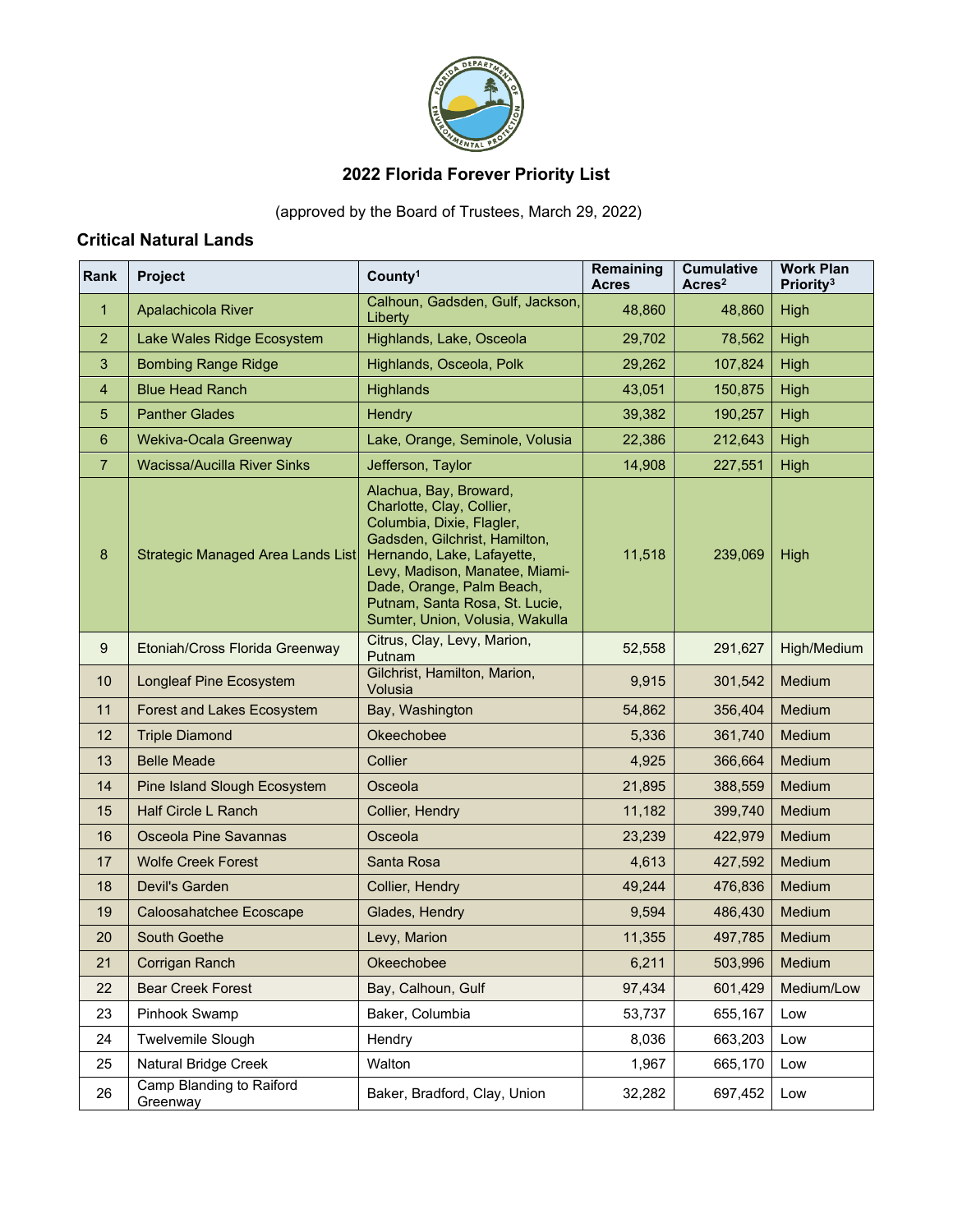## 2022 Florida Forever Priority List

(approved by the Board of Trustees, March 29, 2022)

### Critical Natural Lands

| Rank | Project | County[1] | Remaining Acres | Cumulative Acres[2] | Work Plan Priority[3] |
|---|---|---|---|---|---|
| 1 | Apalachicola River | Calhoun, Gadsden, Gulf, Jackson, Liberty | 48,860 | 48,860 | High |
| 2 | Lake Wales Ridge Ecosystem | Highlands, Lake, Osceola | 29,702 | 78,562 | High |
| 3 | Bombing Range Ridge | Highlands, Osceola, Polk | 29,262 | 107,824 | High |
| 4 | Blue Head Ranch | Highlands | 43,051 | 150,875 | High |
| 5 | Panther Glades | Hendry | 39,382 | 190,257 | High |
| 6 | Wekiva-Ocala Greenway | Lake, Orange, Seminole, Volusia | 22,386 | 212,643 | High |
| 7 | Wacissa/Aucilla River Sinks | Jefferson, Taylor | 14,908 | 227,551 | High |
| 8 | Strategic Managed Area Lands List | Alachua, Bay, Broward, Charlotte, Clay, Collier, Columbia, Dixie, Flagler, Gadsden, Gilchrist, Hamilton, Hernando, Lake, Lafayette, Levy, Madison, Manatee, Miami-Dade, Orange, Palm Beach, Putnam, Santa Rosa, St. Lucie, Sumter, Union, Volusia, Wakulla | 11,518 | 239,069 | High |
| 9 | Etoniah/Cross Florida Greenway | Citrus, Clay, Levy, Marion, Putnam | 52,558 | 291,627 | High/Medium |
| 10 | Longleaf Pine Ecosystem | Gilchrist, Hamilton, Marion, Volusia | 9,915 | 301,542 | Medium |
| 11 | Forest and Lakes Ecosystem | Bay, Washington | 54,862 | 356,404 | Medium |
| 12 | Triple Diamond | Okeechobee | 5,336 | 361,740 | Medium |
| 13 | Belle Meade | Collier | 4,925 | 366,664 | Medium |
| 14 | Pine Island Slough Ecosystem | Osceola | 21,895 | 388,559 | Medium |
| 15 | Half Circle L Ranch | Collier, Hendry | 11,182 | 399,740 | Medium |
| 16 | Osceola Pine Savannas | Osceola | 23,239 | 422,979 | Medium |
| 17 | Wolfe Creek Forest | Santa Rosa | 4,613 | 427,592 | Medium |
| 18 | Devil's Garden | Collier, Hendry | 49,244 | 476,836 | Medium |
| 19 | Caloosahatchee Ecoscape | Glades, Hendry | 9,594 | 486,430 | Medium |
| 20 | South Goethe | Levy, Marion | 11,355 | 497,785 | Medium |
| 21 | Corrigan Ranch | Okeechobee | 6,211 | 503,996 | Medium |
| 22 | Bear Creek Forest | Bay, Calhoun, Gulf | 97,434 | 601,429 | Medium/Low |
| 23 | Pinhook Swamp | Baker, Columbia | 53,737 | 655,167 | Low |
| 24 | Twelvemile Slough | Hendry | 8,036 | 663,203 | Low |
| 25 | Natural Bridge Creek | Walton | 1,967 | 665,170 | Low |
| 26 | Camp Blanding to Raiford Greenway | Baker, Bradford, Clay, Union | 32,282 | 697,452 | Low |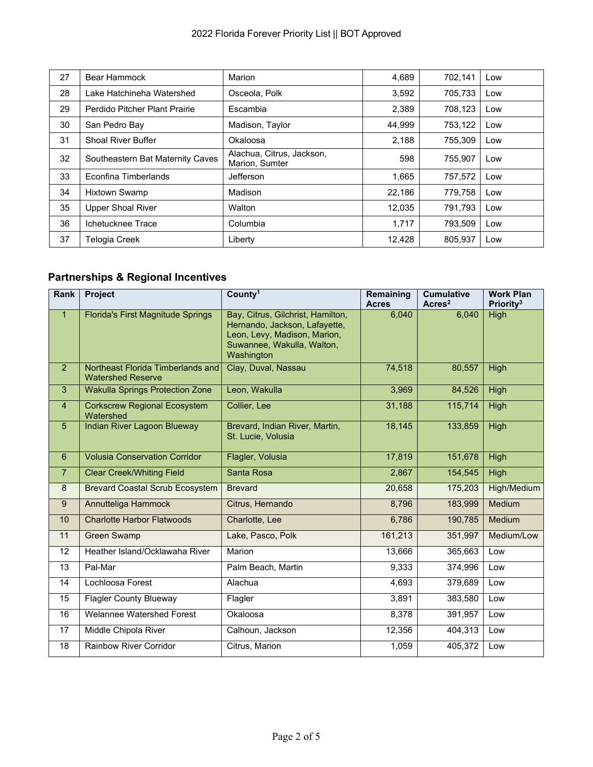| 27 | Bear Hammock | Marion | 4,689 | 702,141 | Low |
|---|---|---|---|---|---|
| 28 | Lake Hatchineha Watershed | Osceola, Polk | 3,592 | 705,733 | Low |
| 29 | Perdido Pitcher Plant Prairie | Escambia | 2,389 | 708,123 | Low |
| 30 | San Pedro Bay | Madison, Taylor | 44,999 | 753,122 | Low |
| 31 | Shoal River Buffer | Okaloosa | 2,188 | 755,309 | Low |
| 32 | Southeastern Bat Maternity Caves | Alachua, Citrus, Jackson, Marion, Sumter | 598 | 755,907 | Low |
| 33 | Econfina Timberlands | Jefferson | 1,665 | 757,572 | Low |
| 34 | Hixtown Swamp | Madison | 22,186 | 779,758 | Low |
| 35 | Upper Shoal River | Walton | 12,035 | 791,793 | Low |
| 36 | Ichetucknee Trace | Columbia | 1,717 | 793,509 | Low |
| 37 | Telogia Creek | Liberty | 12,428 | 805,937 | Low |

## Partnerships & Regional Incentives

| Rank | Project | County[1] | Remaining Acres | Cumulative Acres[2] | Work Plan Priority[3] |
|---|---|---|---|---|---|
| 1 | Florida's First Magnitude Springs | Bay, Citrus, Gilchrist, Hamilton, Hernando, Jackson, Lafayette, Leon, Levy, Madison, Marion, Suwannee, Wakulla, Walton, Washington | 6,040 | 6,040 | High |
| 2 | Northeast Florida Timberlands and Watershed Reserve | Clay, Duval, Nassau | 74,518 | 80,557 | High |
| 3 | Wakulla Springs Protection Zone | Leon, Wakulla | 3,969 | 84,526 | High |
| 4 | Corkscrew Regional Ecosystem Watershed | Collier, Lee | 31,188 | 115,714 | High |
| 5 | Indian River Lagoon Blueway | Brevard, Indian River, Martin, St. Lucie, Volusia | 18,145 | 133,859 | High |
| 6 | Volusia Conservation Corridor | Flagler, Volusia | 17,819 | 151,678 | High |
| 7 | Clear Creek/Whiting Field | Santa Rosa | 2,867 | 154,545 | High |
| 8 | Brevard Coastal Scrub Ecosystem | Brevard | 20,658 | 175,203 | High/Medium |
| 9 | Annutteliga Hammock | Citrus, Hernando | 8,796 | 183,999 | Medium |
| 10 | Charlotte Harbor Flatwoods | Charlotte, Lee | 6,786 | 190,785 | Medium |
| 11 | Green Swamp | Lake, Pasco, Polk | 161,213 | 351,997 | Medium/Low |
| 12 | Heather Island/Ocklawaha River | Marion | 13,666 | 365,663 | Low |
| 13 | Pal-Mar | Palm Beach, Martin | 9,333 | 374,996 | Low |
| 14 | Lochloosa Forest | Alachua | 4,693 | 379,689 | Low |
| 15 | Flagler County Blueway | Flagler | 3,891 | 383,580 | Low |
| 16 | Welannee Watershed Forest | Okaloosa | 8,378 | 391,957 | Low |
| 17 | Middle Chipola River | Calhoun, Jackson | 12,356 | 404,313 | Low |
| 18 | Rainbow River Corridor | Citrus, Marion | 1,059 | 405,372 | Low |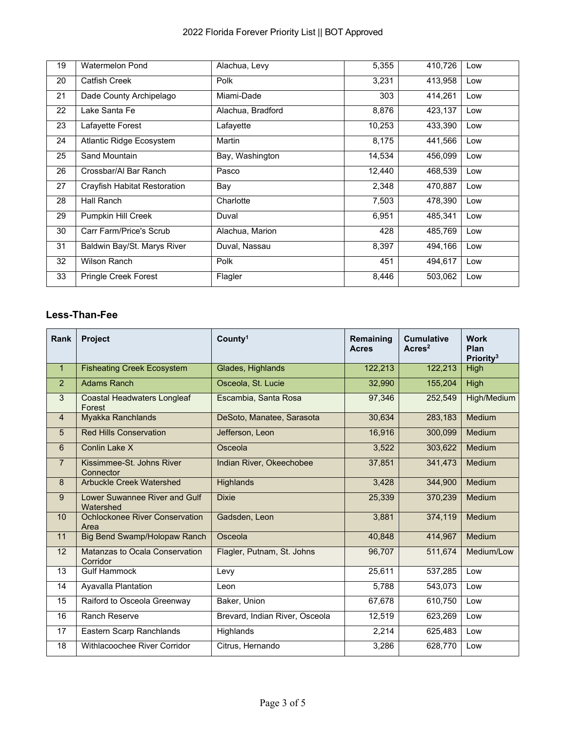| 19 | Watermelon Pond | Alachua, Levy | 5,355 | 410,726 | Low |
|---|---|---|---|---|---|
| 20 | Catfish Creek | Polk | 3,231 | 413,958 | Low |
| 21 | Dade County Archipelago | Miami-Dade | 303 | 414,261 | Low |
| 22 | Lake Santa Fe | Alachua, Bradford | 8,876 | 423,137 | Low |
| 23 | Lafayette Forest | Lafayette | 10,253 | 433,390 | Low |
| 24 | Atlantic Ridge Ecosystem | Martin | 8,175 | 441,566 | Low |
| 25 | Sand Mountain | Bay, Washington | 14,534 | 456,099 | Low |
| 26 | Crossbar/Al Bar Ranch | Pasco | 12,440 | 468,539 | Low |
| 27 | Crayfish Habitat Restoration | Bay | 2,348 | 470,887 | Low |
| 28 | Hall Ranch | Charlotte | 7,503 | 478,390 | Low |
| 29 | Pumpkin Hill Creek | Duval | 6,951 | 485,341 | Low |
| 30 | Carr Farm/Price's Scrub | Alachua, Marion | 428 | 485,769 | Low |
| 31 | Baldwin Bay/St. Marys River | Duval, Nassau | 8,397 | 494,166 | Low |
| 32 | Wilson Ranch | Polk | 451 | 494,617 | Low |
| 33 | Pringle Creek Forest | Flagler | 8,446 | 503,062 | Low |

## Less-Than-Fee

| Rank | Project | County[1] | Remaining Acres | Cumulative Acres[2] | Work Plan Priority[3] |
|---|---|---|---|---|---|
| 1 | Fisheating Creek Ecosystem | Glades, Highlands | 122,213 | 122,213 | High |
| 2 | Adams Ranch | Osceola, St. Lucie | 32,990 | 155,204 | High |
| 3 | Coastal Headwaters Longleaf Forest | Escambia, Santa Rosa | 97,346 | 252,549 | High/Medium |
| 4 | Myakka Ranchlands | DeSoto, Manatee, Sarasota | 30,634 | 283,183 | Medium |
| 5 | Red Hills Conservation | Jefferson, Leon | 16,916 | 300,099 | Medium |
| 6 | Conlin Lake X | Osceola | 3,522 | 303,622 | Medium |
| 7 | Kissimmee-St. Johns River Connector | Indian River, Okeechobee | 37,851 | 341,473 | Medium |
| 8 | Arbuckle Creek Watershed | Highlands | 3,428 | 344,900 | Medium |
| 9 | Lower Suwannee River and Gulf Watershed | Dixie | 25,339 | 370,239 | Medium |
| 10 | Ochlockonee River Conservation Area | Gadsden, Leon | 3,881 | 374,119 | Medium |
| 11 | Big Bend Swamp/Holopaw Ranch | Osceola | 40,848 | 414,967 | Medium |
| 12 | Matanzas to Ocala Conservation Corridor | Flagler, Putnam, St. Johns | 96,707 | 511,674 | Medium/Low |
| 13 | Gulf Hammock | Levy | 25,611 | 537,285 | Low |
| 14 | Ayavalla Plantation | Leon | 5,788 | 543,073 | Low |
| 15 | Raiford to Osceola Greenway | Baker, Union | 67,678 | 610,750 | Low |
| 16 | Ranch Reserve | Brevard, Indian River, Osceola | 12,519 | 623,269 | Low |
| 17 | Eastern Scarp Ranchlands | Highlands | 2,214 | 625,483 | Low |
| 18 | Withlacoochee River Corridor | Citrus, Hernando | 3,286 | 628,770 | Low |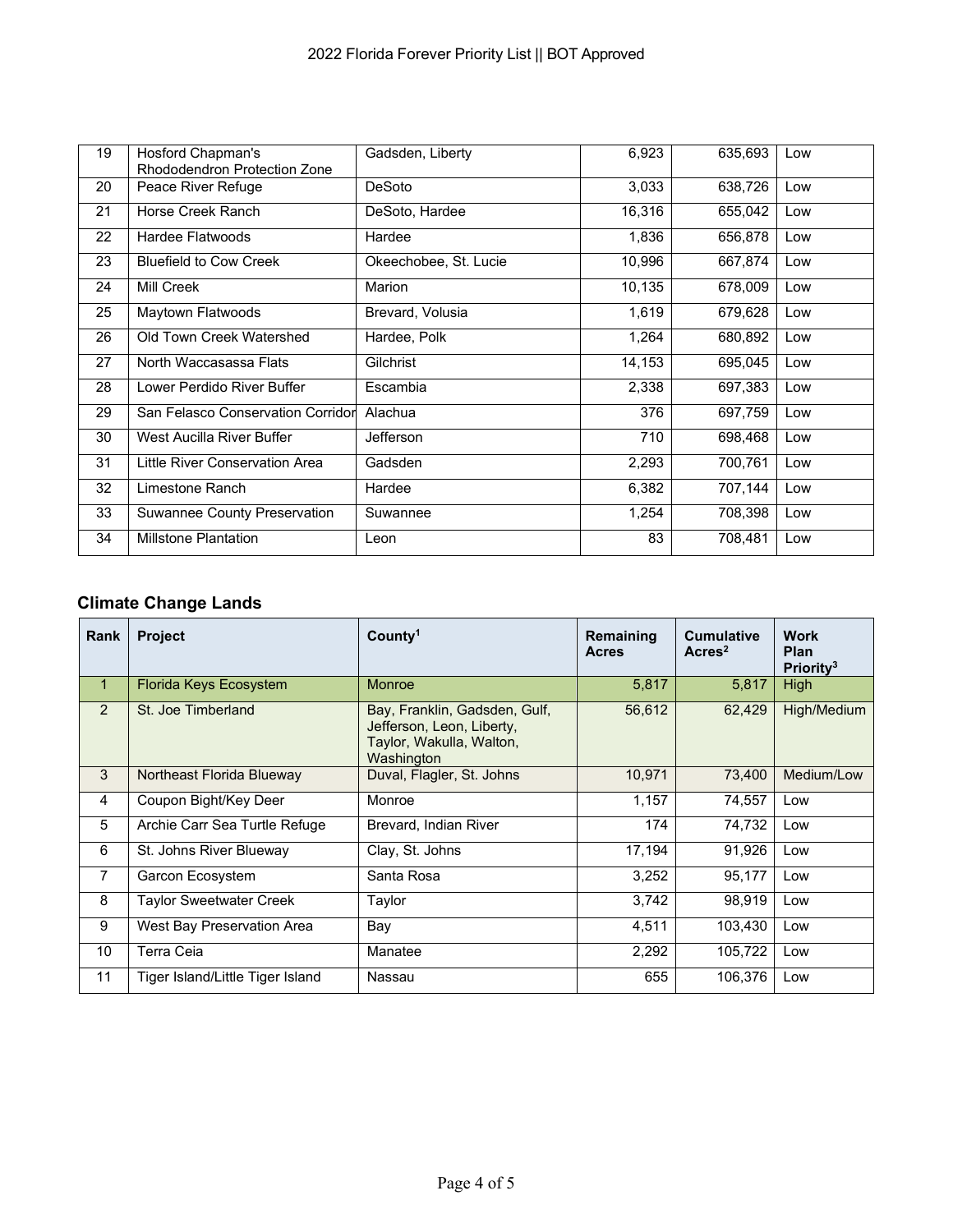| 19 | Hosford Chapman's Rhododendron Protection Zone | Gadsden, Liberty | 6,923 | 635,693 | Low |
|---|---|---|---|---|---|
| 20 | Peace River Refuge | DeSoto | 3,033 | 638,726 | Low |
| 21 | Horse Creek Ranch | DeSoto, Hardee | 16,316 | 655,042 | Low |
| 22 | Hardee Flatwoods | Hardee | 1,836 | 656,878 | Low |
| 23 | Bluefield to Cow Creek | Okeechobee, St. Lucie | 10,996 | 667,874 | Low |
| 24 | Mill Creek | Marion | 10,135 | 678,009 | Low |
| 25 | Maytown Flatwoods | Brevard, Volusia | 1,619 | 679,628 | Low |
| 26 | Old Town Creek Watershed | Hardee, Polk | 1,264 | 680,892 | Low |
| 27 | North Waccasassa Flats | Gilchrist | 14,153 | 695,045 | Low |
| 28 | Lower Perdido River Buffer | Escambia | 2,338 | 697,383 | Low |
| 29 | San Felasco Conservation Corridor | Alachua | 376 | 697,759 | Low |
| 30 | West Aucilla River Buffer | Jefferson | 710 | 698,468 | Low |
| 31 | Little River Conservation Area | Gadsden | 2,293 | 700,761 | Low |
| 32 | Limestone Ranch | Hardee | 6,382 | 707,144 | Low |
| 33 | Suwannee County Preservation | Suwannee | 1,254 | 708,398 | Low |
| 34 | Millstone Plantation | Leon | 83 | 708,481 | Low |

## Climate Change Lands

| Rank | Project | County[1] | Remaining Acres | Cumulative Acres[2] | Work Plan Priority[3] |
|---|---|---|---|---|---|
| 1 | Florida Keys Ecosystem | Monroe | 5,817 | 5,817 | High |
| 2 | St. Joe Timberland | Bay, Franklin, Gadsden, Gulf, Jefferson, Leon, Liberty, Taylor, Wakulla, Walton, Washington | 56,612 | 62,429 | High/Medium |
| 3 | Northeast Florida Blueway | Duval, Flagler, St. Johns | 10,971 | 73,400 | Medium/Low |
| 4 | Coupon Bight/Key Deer | Monroe | 1,157 | 74,557 | Low |
| 5 | Archie Carr Sea Turtle Refuge | Brevard, Indian River | 174 | 74,732 | Low |
| 6 | St. Johns River Blueway | Clay, St. Johns | 17,194 | 91,926 | Low |
| 7 | Garcon Ecosystem | Santa Rosa | 3,252 | 95,177 | Low |
| 8 | Taylor Sweetwater Creek | Taylor | 3,742 | 98,919 | Low |
| 9 | West Bay Preservation Area | Bay | 4,511 | 103,430 | Low |
| 10 | Terra Ceia | Manatee | 2,292 | 105,722 | Low |
| 11 | Tiger Island/Little Tiger Island | Nassau | 655 | 106,376 | Low |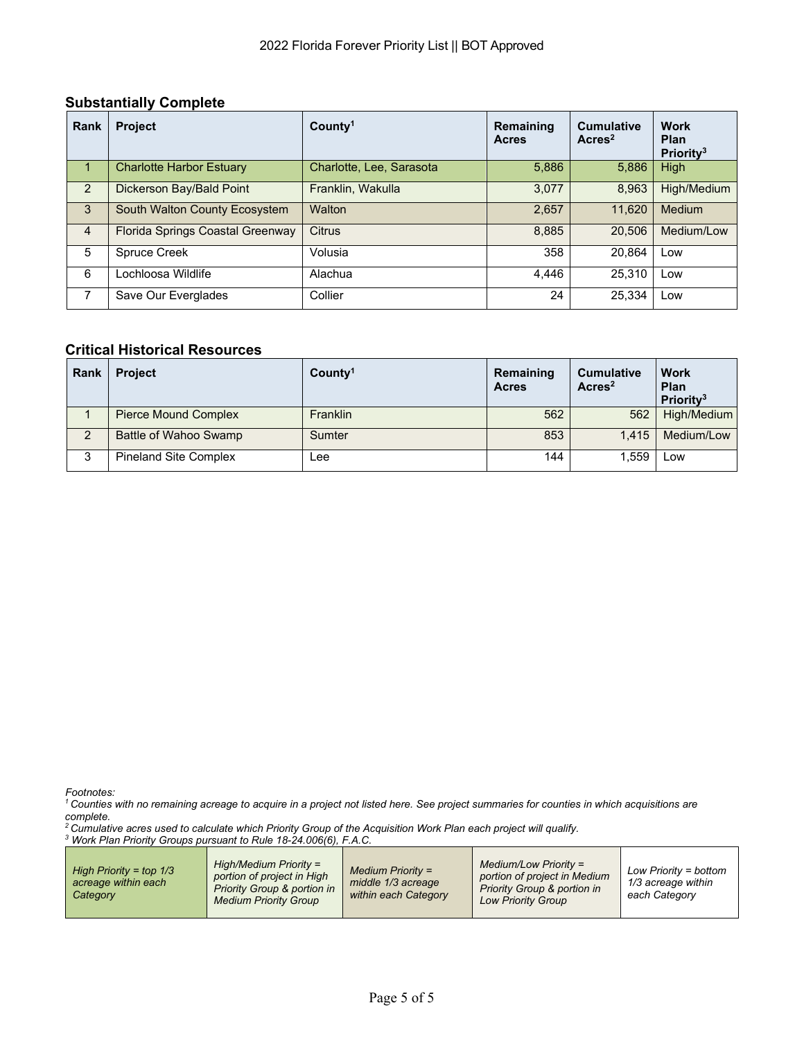## Substantially Complete

| Rank | Project | County[1] | Remaining Acres | Cumulative Acres[2] | Work Plan Priority[3] |
|---|---|---|---|---|---|
| 1 | Charlotte Harbor Estuary | Charlotte, Lee, Sarasota | 5,886 | 5,886 | High |
| 2 | Dickerson Bay/Bald Point | Franklin, Wakulla | 3,077 | 8,963 | High/Medium |
| 3 | South Walton County Ecosystem | Walton | 2,657 | 11,620 | Medium |
| 4 | Florida Springs Coastal Greenway | Citrus | 8,885 | 20,506 | Medium/Low |
| 5 | Spruce Creek | Volusia | 358 | 20,864 | Low |
| 6 | Lochloosa Wildlife | Alachua | 4,446 | 25,310 | Low |
| 7 | Save Our Everglades | Collier | 24 | 25,334 | Low |

## Critical Historical Resources

| Rank | Project | County[1] | Remaining Acres | Cumulative Acres[2] | Work Plan Priority[3] |
|---|---|---|---|---|---|
| 1 | Pierce Mound Complex | Franklin | 562 | 562 | High/Medium |
| 2 | Battle of Wahoo Swamp | Sumter | 853 | 1,415 | Medium/Low |
| 3 | Pineland Site Complex | Lee | 144 | 1,559 | Low |

*Footnotes:*
*[1] Counties with no remaining acreage to acquire in a project not listed here. See project summaries for counties in which acquisitions are complete.*
*[2] Cumulative acres used to calculate which Priority Group of the Acquisition Work Plan each project will qualify.*
*[3] Work Plan Priority Groups pursuant to Rule 18-24.006(6), F.A.C.*

| | | | | |
|---|---|---|---|---|
| *High Priority = top 1/3 acreage within each Category* | *High/Medium Priority = portion of project in High Priority Group & portion in Medium Priority Group* | *Medium Priority = middle 1/3 acreage within each Category* | *Medium/Low Priority = portion of project in Medium Priority Group & portion in Low Priority Group* | *Low Priority = bottom 1/3 acreage within each Category* |